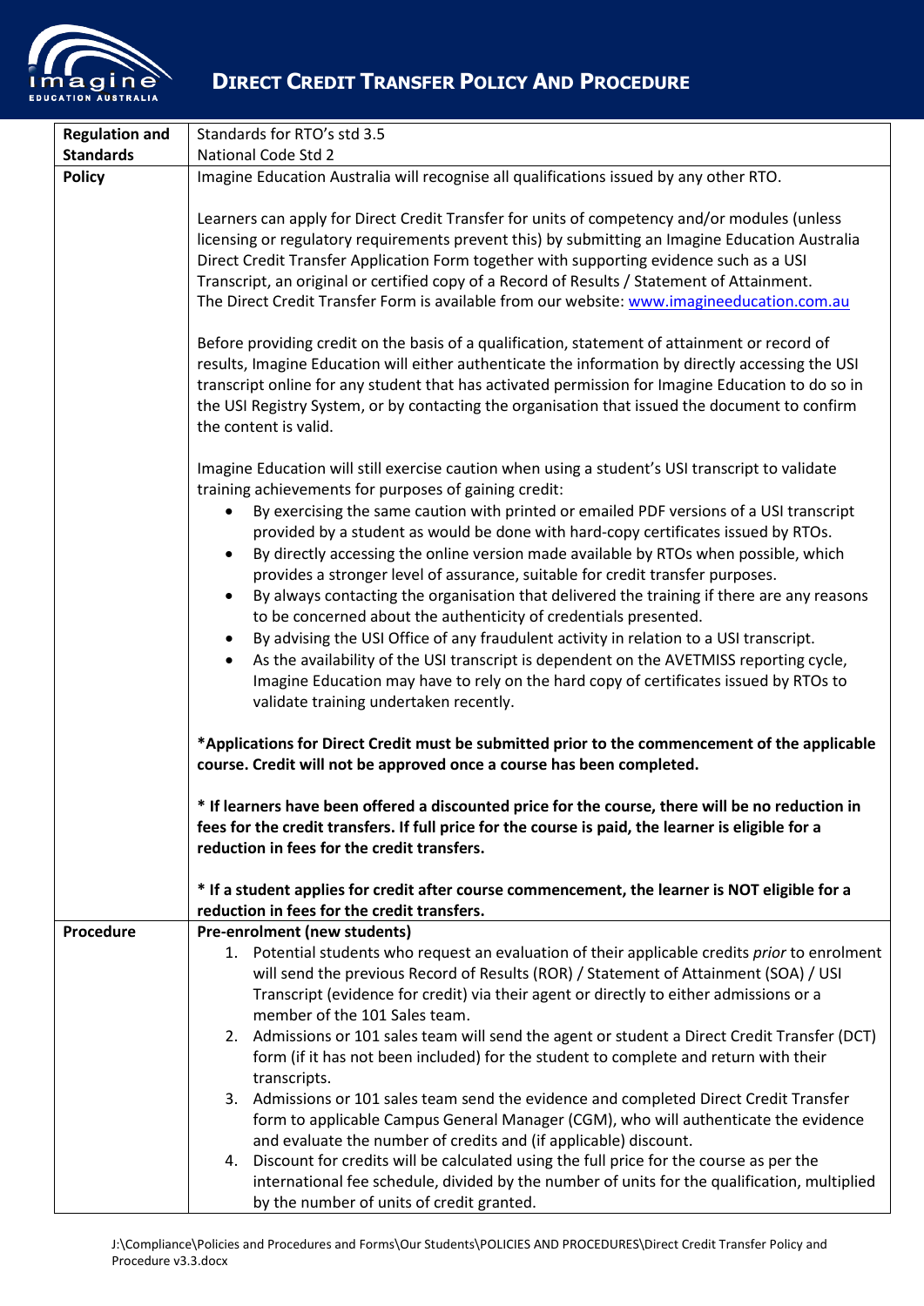# Direct Credit Transfer Policy And Procedure

| | |
|---|---|
| **Regulation and Standards** | Standards for RTO's std 3.5<br>National Code Std 2 |
| **Policy** | Imagine Education Australia will recognise all qualifications issued by any other RTO.<br><br>Learners can apply for Direct Credit Transfer for units of competency and/or modules (unless licensing or regulatory requirements prevent this) by submitting an Imagine Education Australia Direct Credit Transfer Application Form together with supporting evidence such as a USI Transcript, an original or certified copy of a Record of Results / Statement of Attainment.<br>The Direct Credit Transfer Form is available from our website: [www.imagineeducation.com.au](www.imagineeducation.com.au)<br><br>Before providing credit on the basis of a qualification, statement of attainment or record of results, Imagine Education will either authenticate the information by directly accessing the USI transcript online for any student that has activated permission for Imagine Education to do so in the USI Registry System, or by contacting the organisation that issued the document to confirm the content is valid.<br><br>Imagine Education will still exercise caution when using a student's USI transcript to validate training achievements for purposes of gaining credit:<br>• By exercising the same caution with printed or emailed PDF versions of a USI transcript provided by a student as would be done with hard-copy certificates issued by RTOs.<br>• By directly accessing the online version made available by RTOs when possible, which provides a stronger level of assurance, suitable for credit transfer purposes.<br>• By always contacting the organisation that delivered the training if there are any reasons to be concerned about the authenticity of credentials presented.<br>• By advising the USI Office of any fraudulent activity in relation to a USI transcript.<br>• As the availability of the USI transcript is dependent on the AVETMISS reporting cycle, Imagine Education may have to rely on the hard copy of certificates issued by RTOs to validate training undertaken recently.<br><br>**\*Applications for Direct Credit must be submitted prior to the commencement of the applicable course. Credit will not be approved once a course has been completed.**<br><br>**\* If learners have been offered a discounted price for the course, there will be no reduction in fees for the credit transfers. If full price for the course is paid, the learner is eligible for a reduction in fees for the credit transfers.**<br><br>**\* If a student applies for credit after course commencement, the learner is NOT eligible for a reduction in fees for the credit transfers.** |
| **Procedure** | **Pre-enrolment (new students)**<br>1. Potential students who request an evaluation of their applicable credits *prior* to enrolment will send the previous Record of Results (ROR) / Statement of Attainment (SOA) / USI Transcript (evidence for credit) via their agent or directly to either admissions or a member of the 101 Sales team.<br>2. Admissions or 101 sales team will send the agent or student a Direct Credit Transfer (DCT) form (if it has not been included) for the student to complete and return with their transcripts.<br>3. Admissions or 101 sales team send the evidence and completed Direct Credit Transfer form to applicable Campus General Manager (CGM), who will authenticate the evidence and evaluate the number of credits and (if applicable) discount.<br>4. Discount for credits will be calculated using the full price for the course as per the international fee schedule, divided by the number of units for the qualification, multiplied by the number of units of credit granted. |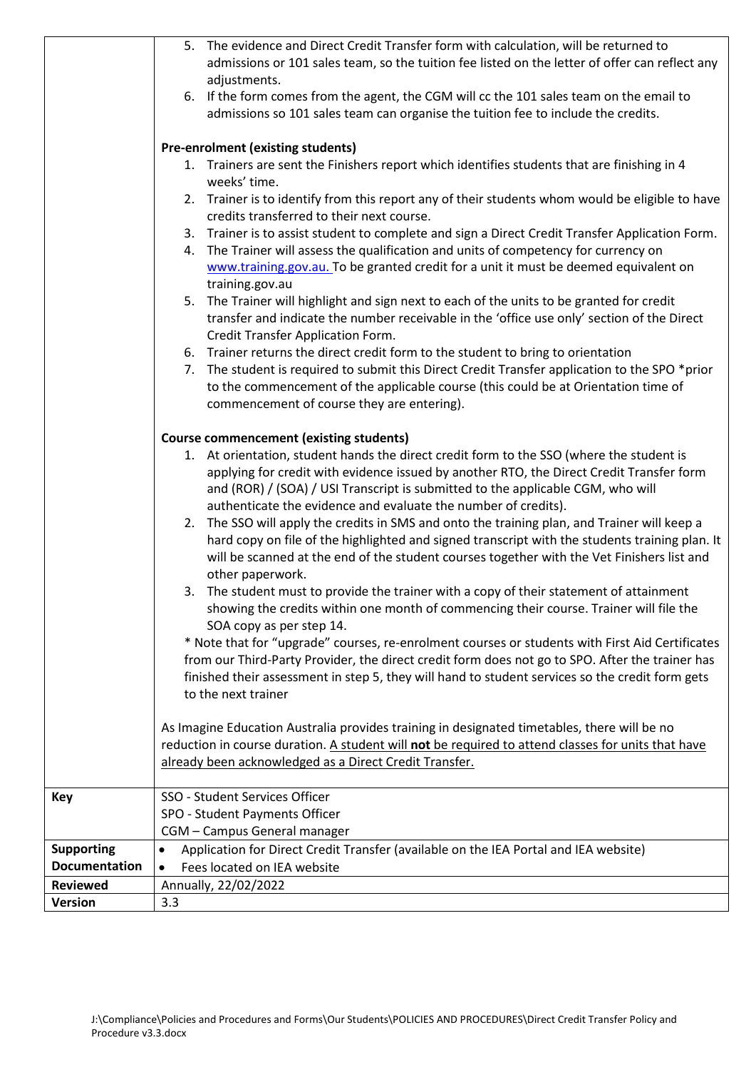| | |
|---|---|
| | 5. The evidence and Direct Credit Transfer form with calculation, will be returned to admissions or 101 sales team, so the tuition fee listed on the letter of offer can reflect any adjustments.<br>6. If the form comes from the agent, the CGM will cc the 101 sales team on the email to admissions so 101 sales team can organise the tuition fee to include the credits.<br><br>**Pre-enrolment (existing students)**<br>1. Trainers are sent the Finishers report which identifies students that are finishing in 4 weeks' time.<br>2. Trainer is to identify from this report any of their students whom would be eligible to have credits transferred to their next course.<br>3. Trainer is to assist student to complete and sign a Direct Credit Transfer Application Form.<br>4. The Trainer will assess the qualification and units of competency for currency on www.training.gov.au. To be granted credit for a unit it must be deemed equivalent on training.gov.au<br>5. The Trainer will highlight and sign next to each of the units to be granted for credit transfer and indicate the number receivable in the 'office use only' section of the Direct Credit Transfer Application Form.<br>6. Trainer returns the direct credit form to the student to bring to orientation<br>7. The student is required to submit this Direct Credit Transfer application to the SPO *prior to the commencement of the applicable course (this could be at Orientation time of commencement of course they are entering).<br><br>**Course commencement (existing students)**<br>1. At orientation, student hands the direct credit form to the SSO (where the student is applying for credit with evidence issued by another RTO, the Direct Credit Transfer form and (ROR) / (SOA) / USI Transcript is submitted to the applicable CGM, who will authenticate the evidence and evaluate the number of credits).<br>2. The SSO will apply the credits in SMS and onto the training plan, and Trainer will keep a hard copy on file of the highlighted and signed transcript with the students training plan. It will be scanned at the end of the student courses together with the Vet Finishers list and other paperwork.<br>3. The student must to provide the trainer with a copy of their statement of attainment showing the credits within one month of commencing their course. Trainer will file the SOA copy as per step 14.<br><br>* Note that for "upgrade" courses, re-enrolment courses or students with First Aid Certificates from our Third-Party Provider, the direct credit form does not go to SPO. After the trainer has finished their assessment in step 5, they will hand to student services so the credit form gets to the next trainer<br><br>As Imagine Education Australia provides training in designated timetables, there will be no reduction in course duration. <u>A student will **not** be required to attend classes for units that have already been acknowledged as a Direct Credit Transfer.</u> |
| **Key** | SSO - Student Services Officer<br>SPO - Student Payments Officer<br>CGM – Campus General manager |
| **Supporting Documentation** | • Application for Direct Credit Transfer (available on the IEA Portal and IEA website)<br>• Fees located on IEA website |
| **Reviewed** | Annually, 22/02/2022 |
| **Version** | 3.3 |

J:\Compliance\Policies and Procedures and Forms\Our Students\POLICIES AND PROCEDURES\Direct Credit Transfer Policy and Procedure v3.3.docx